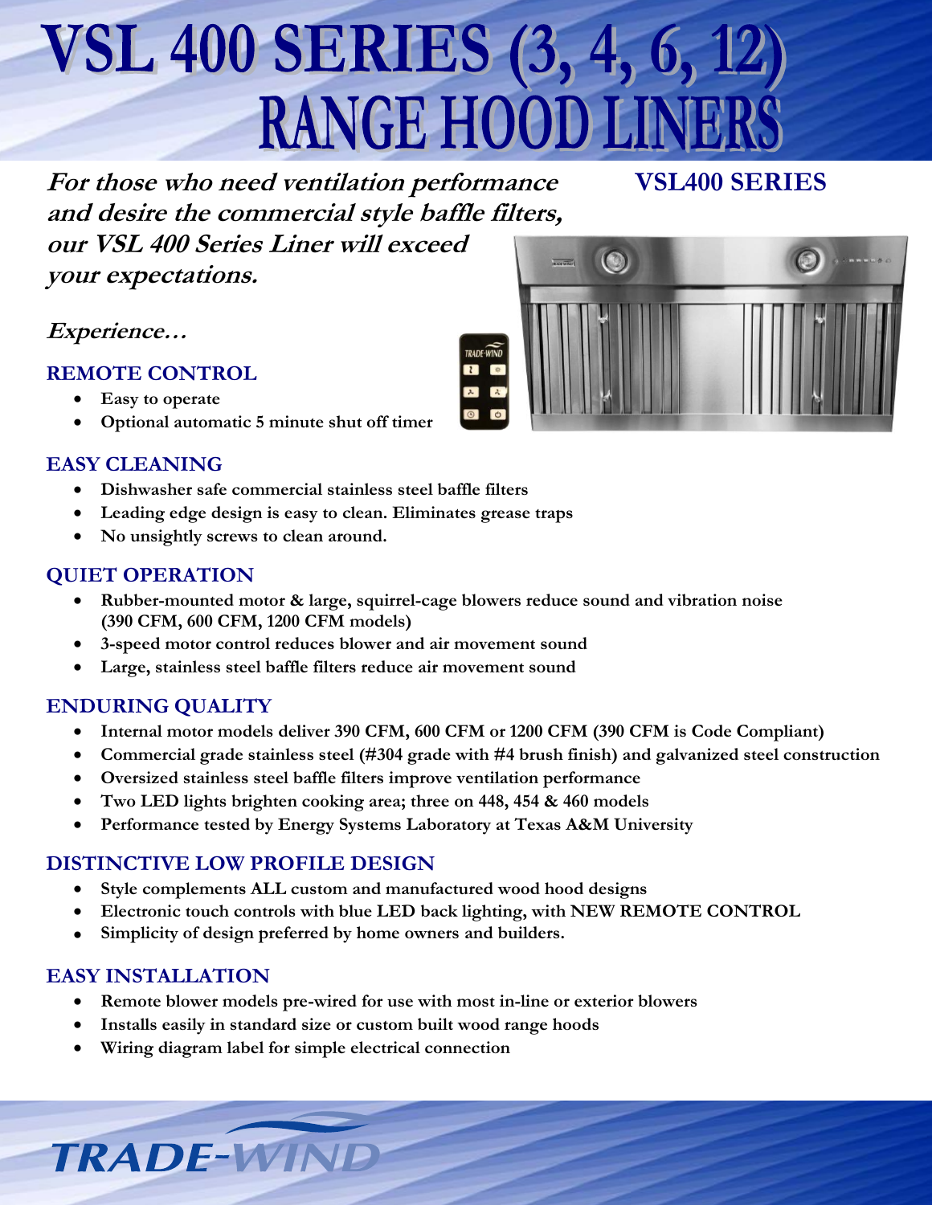# VSL 400 SERIES (3, 4, 6, 12) RANGE HOOD LINERS

***For those who need ventilation performance and desire the commercial style baffle filters, our VSL 400 Series Liner will exceed your expectations.***

## VSL400 SERIES

***Experience…***

### REMOTE CONTROL

- **Easy to operate**
- **Optional automatic 5 minute shut off timer**

### EASY CLEANING

- **Dishwasher safe commercial stainless steel baffle filters**
- **Leading edge design is easy to clean. Eliminates grease traps**
- **No unsightly screws to clean around.**

### QUIET OPERATION

- **Rubber-mounted motor & large, squirrel-cage blowers reduce sound and vibration noise (390 CFM, 600 CFM, 1200 CFM models)**
- **3-speed motor control reduces blower and air movement sound**
- **Large, stainless steel baffle filters reduce air movement sound**

### ENDURING QUALITY

- **Internal motor models deliver 390 CFM, 600 CFM or 1200 CFM (390 CFM is Code Compliant)**
- **Commercial grade stainless steel (#304 grade with #4 brush finish) and galvanized steel construction**
- **Oversized stainless steel baffle filters improve ventilation performance**
- **Two LED lights brighten cooking area; three on 448, 454 & 460 models**
- **Performance tested by Energy Systems Laboratory at Texas A&M University**

### DISTINCTIVE LOW PROFILE DESIGN

- **Style complements ALL custom and manufactured wood hood designs**
- **Electronic touch controls with blue LED back lighting, with NEW REMOTE CONTROL**
- **Simplicity of design preferred by home owners and builders.**

### EASY INSTALLATION

- **Remote blower models pre-wired for use with most in-line or exterior blowers**
- **Installs easily in standard size or custom built wood range hoods**
- **Wiring diagram label for simple electrical connection**

TRADE-WIND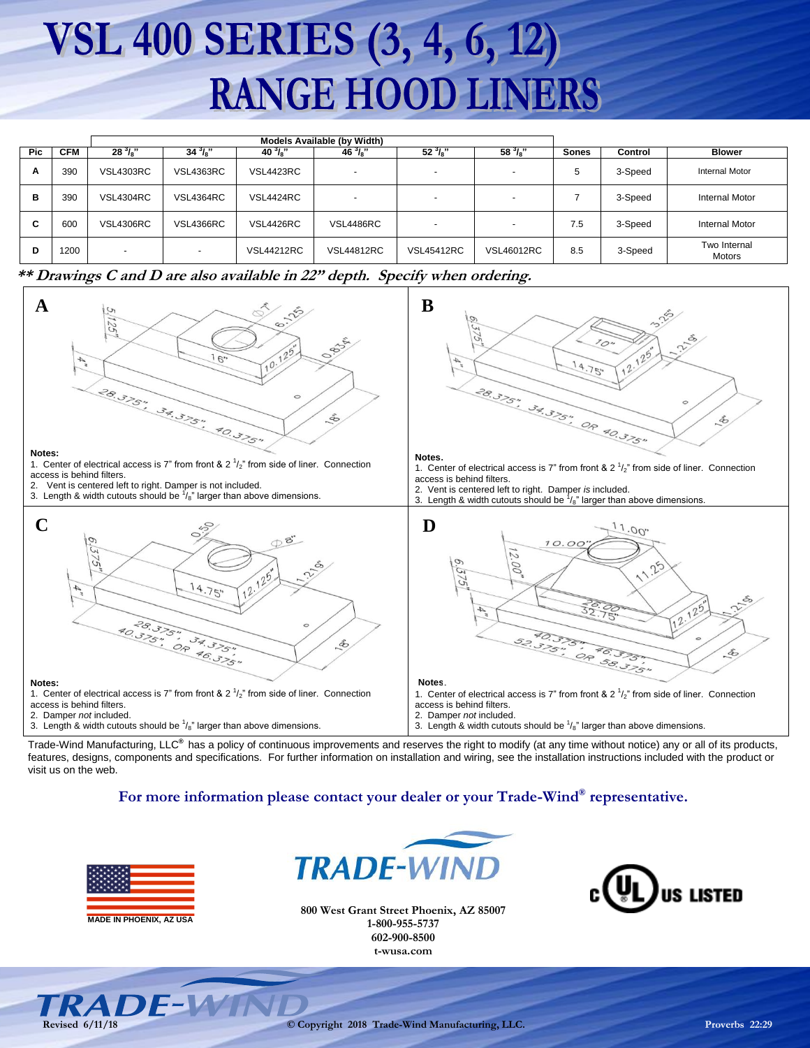# VSL 400 SERIES (3, 4, 6, 12)
## RANGE HOOD LINERS

| | | Models Available (by Width) | | | | | | | | |
|---|---|---|---|---|---|---|---|---|---|---|
| Pic | CFM | 28 $^3/_8$" | 34 $^3/_8$" | 40 $^3/_8$" | 46 $^3/_8$" | 52 $^3/_8$" | 58 $^3/_8$" | Sones | Control | Blower |
| A | 390 | VSL4303RC | VSL4363RC | VSL4423RC | - | - | - | 5 | 3-Speed | Internal Motor |
| B | 390 | VSL4304RC | VSL4364RC | VSL4424RC | - | - | - | 7 | 3-Speed | Internal Motor |
| C | 600 | VSL4306RC | VSL4366RC | VSL4426RC | VSL4486RC | - | - | 7.5 | 3-Speed | Internal Motor |
| D | 1200 | - | - | VSL44212RC | VSL44812RC | VSL45412RC | VSL46012RC | 8.5 | 3-Speed | Two Internal Motors |

***\*\* Drawings C and D are also available in 22" depth. Specify when ordering.***

**A**

5.125"
Ø7"
6.125"
16"
10.125"
0.834"
4"
28.375", 34.375", 40.375"
18"

**Notes:**
1. Center of electrical access is 7" from front & 2 $^1/_2$" from side of liner. Connection access is behind filters.
2. Vent is centered left to right. Damper is not included.
3. Length & width cutouts should be $^1/_8$" larger than above dimensions.

**B**

6.375"
3.25"
10"
14.75"
12.125"
1.219"
4"
28.375", 34.375", OR 40.375"
18"

**Notes.**
1. Center of electrical access is 7" from front & 2 $^1/_2$" from side of liner. Connection access is behind filters.
2. Vent is centered left to right. Damper *is* included.
3. Length & width cutouts should be $^1/_8$" larger than above dimensions.

**C**

6.375"
0.50"
Ø8"
14.75"
12.125"
1.219"
4"
28.375", 34.375"
40.375", OR 46.375"
18"

**Notes:**
1. Center of electrical access is 7" from front & 2 $^1/_2$" from side of liner. Connection access is behind filters.
2. Damper *not* included.
3. Length & width cutouts should be $^1/_8$" larger than above dimensions.

**D**

11.00"
10.00"
12.00"
6.375"
11.25"
26.00"
32.75"
12.125"
1.219"
4"
40.375", 46.375"
52.375", OR 58.375"
18"

**Notes**.
1. Center of electrical access is 7" from front & 2 $^1/_2$" from side of liner. Connection access is behind filters.
2. Damper *not* included.
3. Length & width cutouts should be $^1/_8$" larger than above dimensions.

Trade-Wind Manufacturing, LLC® has a policy of continuous improvements and reserves the right to modify (at any time without notice) any or all of its products, features, designs, components and specifications. For further information on installation and wiring, see the installation instructions included with the product or visit us on the web.

**For more information please contact your dealer or your Trade-Wind® representative.**

MADE IN PHOENIX, AZ USA

TRADE-WIND

800 West Grant Street Phoenix, AZ 85007
1-800-955-5737
602-900-8500
t-wusa.com

c UL US LISTED

Revised 6/11/18

© Copyright 2018 Trade-Wind Manufacturing, LLC.

Proverbs 22:29